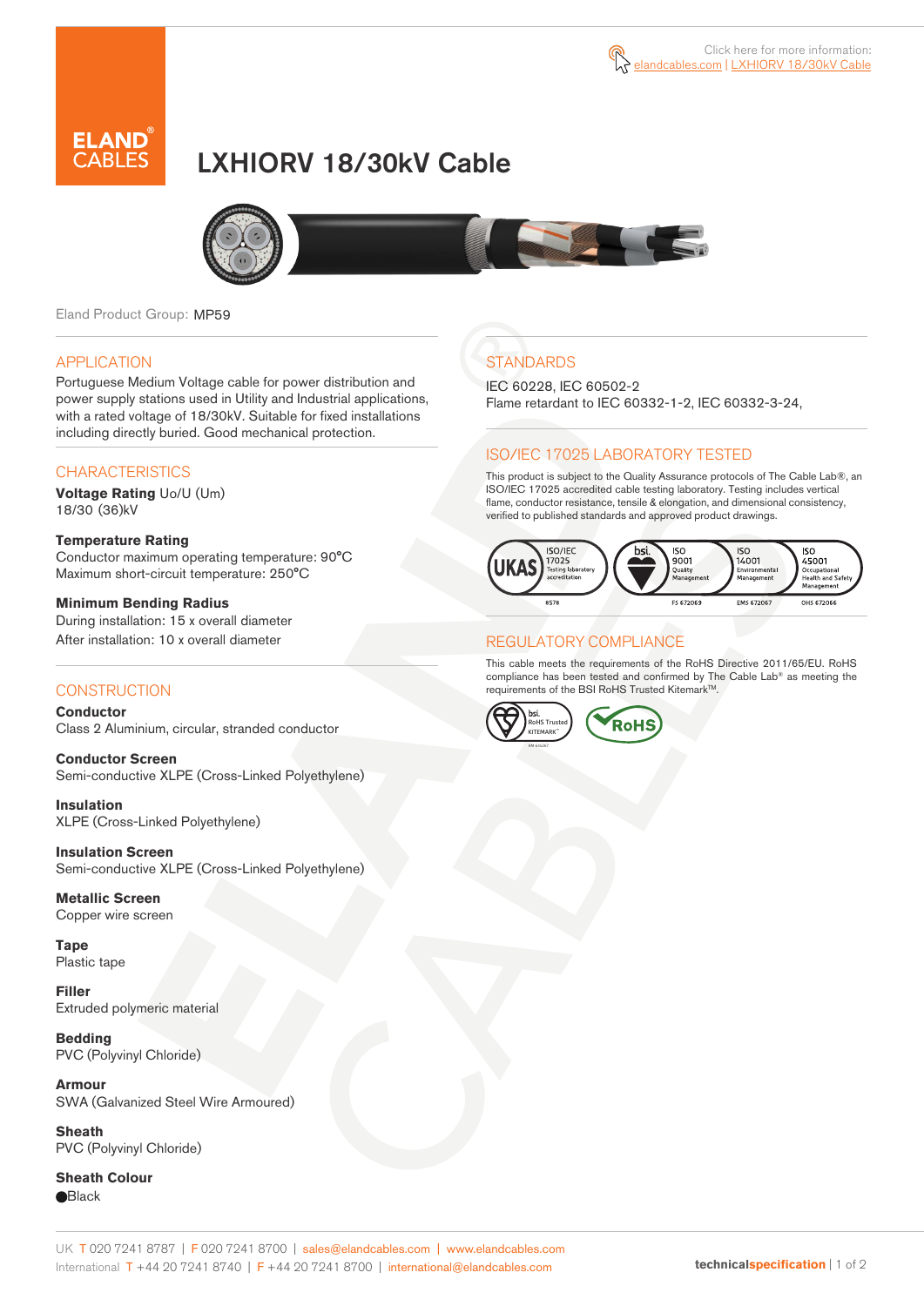Click here for more information: elandcables.com | LXHIORV 18/30kV Cable

# LXHIORV 18/30kV Cable

Eland Product Group: MP59

## APPLICATION

Portuguese Medium Voltage cable for power distribution and power supply stations used in Utility and Industrial applications, with a rated voltage of 18/30kV. Suitable for fixed installations including directly buried. Good mechanical protection.

## CHARACTERISTICS

**Voltage Rating** Uo/U (Um)
18/30 (36)kV

**Temperature Rating**
Conductor maximum operating temperature: 90°C
Maximum short-circuit temperature: 250°C

**Minimum Bending Radius**
During installation: 15 x overall diameter
After installation: 10 x overall diameter

## CONSTRUCTION

**Conductor**
Class 2 Aluminium, circular, stranded conductor

**Conductor Screen**
Semi-conductive XLPE (Cross-Linked Polyethylene)

**Insulation**
XLPE (Cross-Linked Polyethylene)

**Insulation Screen**
Semi-conductive XLPE (Cross-Linked Polyethylene)

**Metallic Screen**
Copper wire screen

**Tape**
Plastic tape

**Filler**
Extruded polymeric material

**Bedding**
PVC (Polyvinyl Chloride)

**Armour**
SWA (Galvanized Steel Wire Armoured)

**Sheath**
PVC (Polyvinyl Chloride)

**Sheath Colour**
⬤Black

## STANDARDS

IEC 60228, IEC 60502-2
Flame retardant to IEC 60332-1-2, IEC 60332-3-24,

## ISO/IEC 17025 LABORATORY TESTED

This product is subject to the Quality Assurance protocols of The Cable Lab®, an ISO/IEC 17025 accredited cable testing laboratory. Testing includes vertical flame, conductor resistance, tensile & elongation, and dimensional consistency, verified to published standards and approved product drawings.

UKAS ISO/IEC 17025 Testing laboratory accreditation 8578 | bsi ISO 9001 Quality Management FS 672069 | ISO 14001 Environmental Management EMS 672067 | ISO 45001 Occupational Health and Safety Management OHS 672066

## REGULATORY COMPLIANCE

This cable meets the requirements of the RoHS Directive 2011/65/EU. RoHS compliance has been tested and confirmed by The Cable Lab® as meeting the requirements of the BSI RoHS Trusted Kitemark™.

bsi RoHS Trusted KITEMARK™ | RoHS

UK T 020 7241 8787 | F 020 7241 8700 | sales@elandcables.com | www.elandcables.com
International T +44 20 7241 8740 | F +44 20 7241 8700 | international@elandcables.com

technicalspecification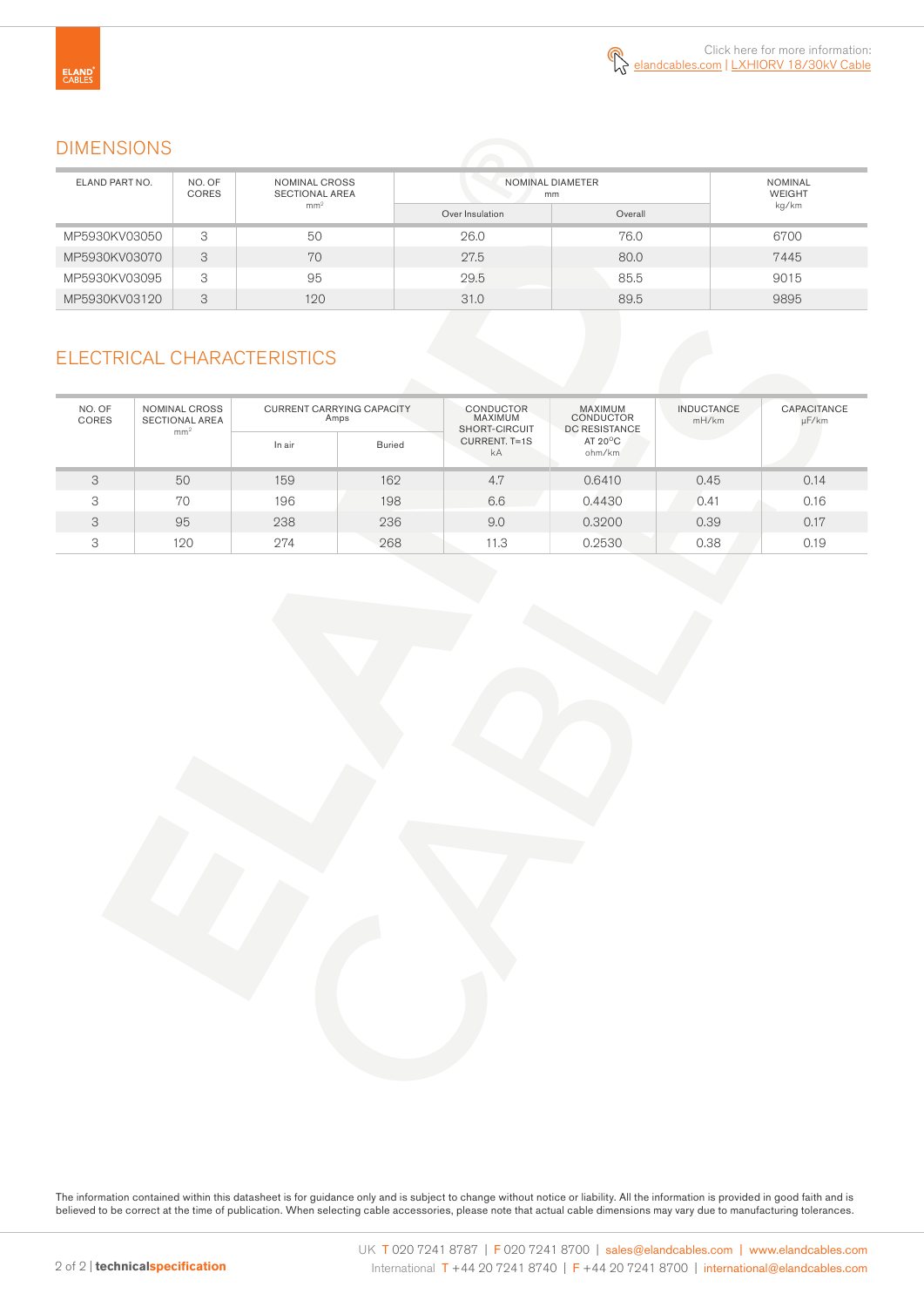Click here for more information: elandcables.com | LXHIORV 18/30kV Cable

## DIMENSIONS

| ELAND PART NO. | NO. OF CORES | NOMINAL CROSS SECTIONAL AREA mm² | NOMINAL DIAMETER mm | | NOMINAL WEIGHT kg/km |
|---|---|---|---|---|---|
| | | | Over Insulation | Overall | |
| MP5930KV03050 | 3 | 50 | 26.0 | 76.0 | 6700 |
| MP5930KV03070 | 3 | 70 | 27.5 | 80.0 | 7445 |
| MP5930KV03095 | 3 | 95 | 29.5 | 85.5 | 9015 |
| MP5930KV03120 | 3 | 120 | 31.0 | 89.5 | 9895 |

## ELECTRICAL CHARACTERISTICS

| NO. OF CORES | NOMINAL CROSS SECTIONAL AREA mm² | CURRENT CARRYING CAPACITY Amps | | CONDUCTOR MAXIMUM SHORT-CIRCUIT CURRENT. T=1S kA | MAXIMUM CONDUCTOR DC RESISTANCE AT 20°C ohm/km | INDUCTANCE mH/km | CAPACITANCE µF/km |
|---|---|---|---|---|---|---|---|
| | | In air | Buried | | | | |
| 3 | 50 | 159 | 162 | 4.7 | 0.6410 | 0.45 | 0.14 |
| 3 | 70 | 196 | 198 | 6.6 | 0.4430 | 0.41 | 0.16 |
| 3 | 95 | 238 | 236 | 9.0 | 0.3200 | 0.39 | 0.17 |
| 3 | 120 | 274 | 268 | 11.3 | 0.2530 | 0.38 | 0.19 |

The information contained within this datasheet is for guidance only and is subject to change without notice or liability. All the information is provided in good faith and is believed to be correct at the time of publication. When selecting cable accessories, please note that actual cable dimensions may vary due to manufacturing tolerances.

UK T 020 7241 8787 | F 020 7241 8700 | sales@elandcables.com | www.elandcables.com
International T +44 20 7241 8740 | F +44 20 7241 8700 | international@elandcables.com